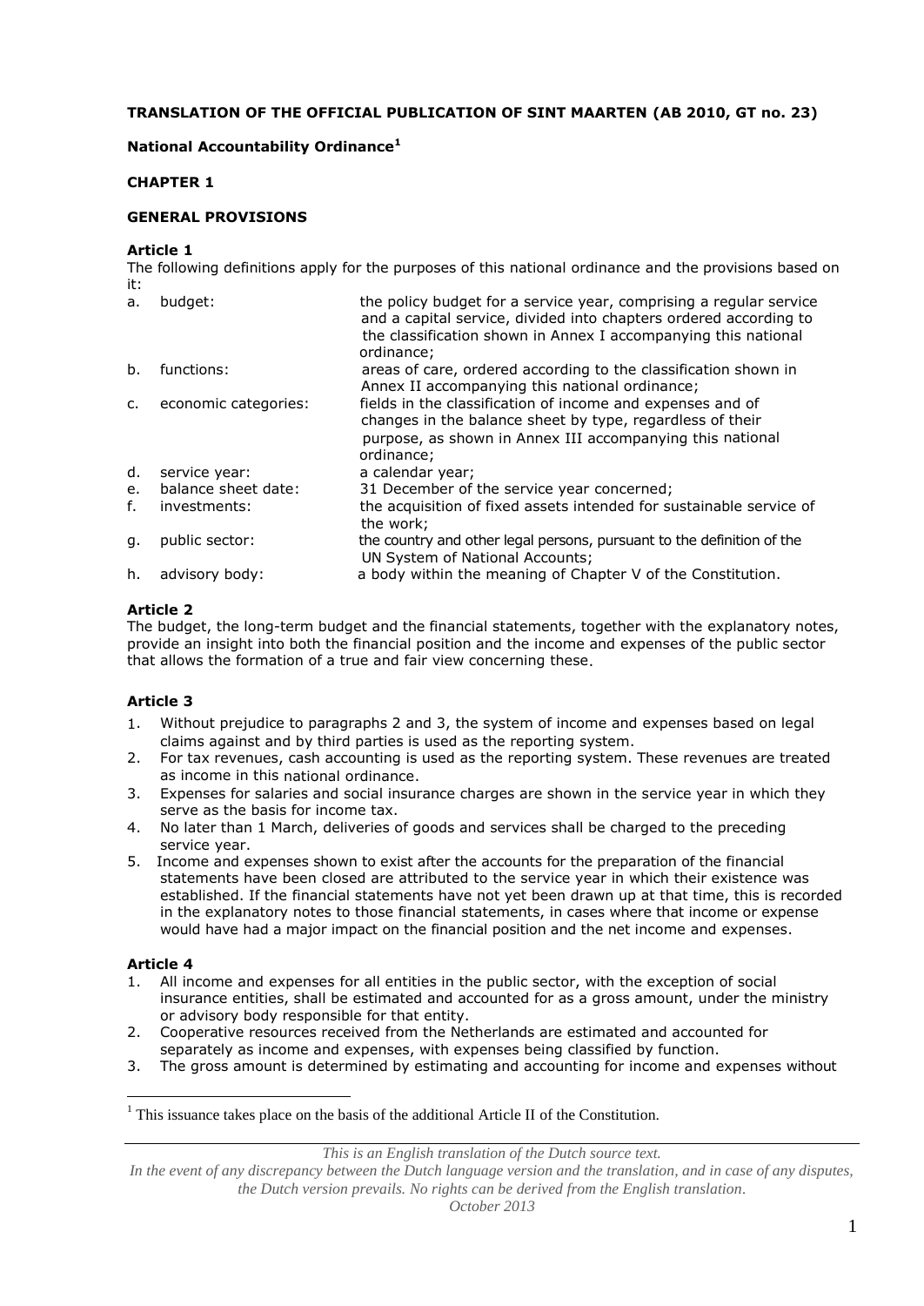**TRANSLATION OF THE OFFICIAL PUBLICATION OF SINT MAARTEN (AB 2010, GT no. 23)**

**National Accountability Ordinance[1]**

## CHAPTER 1

## GENERAL PROVISIONS

### Article 1

The following definitions apply for the purposes of this national ordinance and the provisions based on it:

| | | |
|---|---|---|
| a. | budget: | the policy budget for a service year, comprising a regular service and a capital service, divided into chapters ordered according to the classification shown in Annex I accompanying this national ordinance; |
| b. | functions: | areas of care, ordered according to the classification shown in Annex II accompanying this national ordinance; |
| c. | economic categories: | fields in the classification of income and expenses and of changes in the balance sheet by type, regardless of their purpose, as shown in Annex III accompanying this national ordinance; |
| d. | service year: | a calendar year; |
| e. | balance sheet date: | 31 December of the service year concerned; |
| f. | investments: | the acquisition of fixed assets intended for sustainable service of the work; |
| g. | public sector: | the country and other legal persons, pursuant to the definition of the UN System of National Accounts; |
| h. | advisory body: | a body within the meaning of Chapter V of the Constitution. |

### Article 2

The budget, the long-term budget and the financial statements, together with the explanatory notes, provide an insight into both the financial position and the income and expenses of the public sector that allows the formation of a true and fair view concerning these.

### Article 3

1. Without prejudice to paragraphs 2 and 3, the system of income and expenses based on legal claims against and by third parties is used as the reporting system.
2. For tax revenues, cash accounting is used as the reporting system. These revenues are treated as income in this national ordinance.
3. Expenses for salaries and social insurance charges are shown in the service year in which they serve as the basis for income tax.
4. No later than 1 March, deliveries of goods and services shall be charged to the preceding service year.
5. Income and expenses shown to exist after the accounts for the preparation of the financial statements have been closed are attributed to the service year in which their existence was established. If the financial statements have not yet been drawn up at that time, this is recorded in the explanatory notes to those financial statements, in cases where that income or expense would have had a major impact on the financial position and the net income and expenses.

### Article 4

1. All income and expenses for all entities in the public sector, with the exception of social insurance entities, shall be estimated and accounted for as a gross amount, under the ministry or advisory body responsible for that entity.
2. Cooperative resources received from the Netherlands are estimated and accounted for separately as income and expenses, with expenses being classified by function.
3. The gross amount is determined by estimating and accounting for income and expenses without

[1] This issuance takes place on the basis of the additional Article II of the Constitution.

*This is an English translation of the Dutch source text.*
*In the event of any discrepancy between the Dutch language version and the translation, and in case of any disputes, the Dutch version prevails. No rights can be derived from the English translation.*
*October 2013*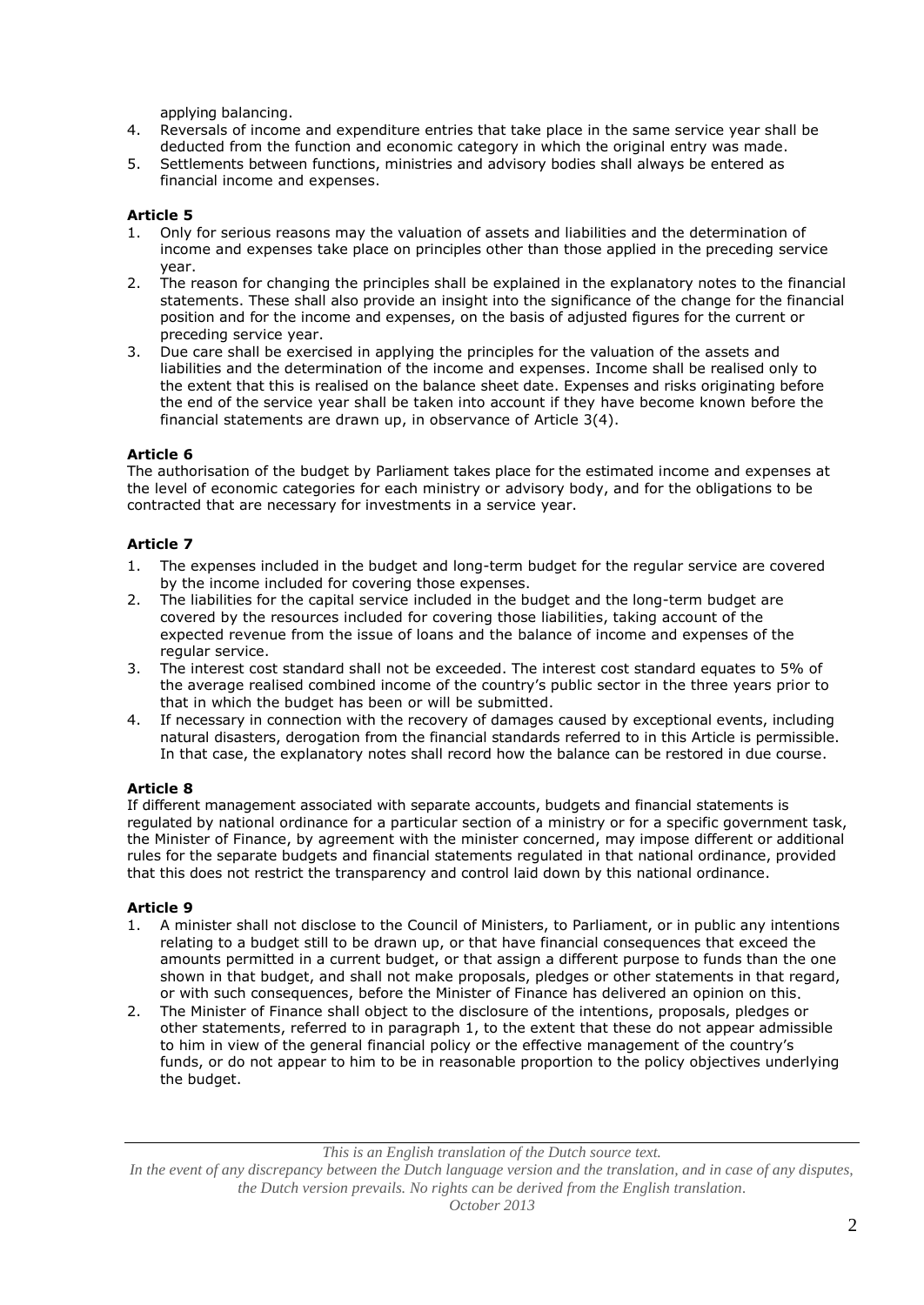applying balancing.

4. Reversals of income and expenditure entries that take place in the same service year shall be deducted from the function and economic category in which the original entry was made.
5. Settlements between functions, ministries and advisory bodies shall always be entered as financial income and expenses.

**Article 5**

1. Only for serious reasons may the valuation of assets and liabilities and the determination of income and expenses take place on principles other than those applied in the preceding service year.
2. The reason for changing the principles shall be explained in the explanatory notes to the financial statements. These shall also provide an insight into the significance of the change for the financial position and for the income and expenses, on the basis of adjusted figures for the current or preceding service year.
3. Due care shall be exercised in applying the principles for the valuation of the assets and liabilities and the determination of the income and expenses. Income shall be realised only to the extent that this is realised on the balance sheet date. Expenses and risks originating before the end of the service year shall be taken into account if they have become known before the financial statements are drawn up, in observance of Article 3(4).

**Article 6**

The authorisation of the budget by Parliament takes place for the estimated income and expenses at the level of economic categories for each ministry or advisory body, and for the obligations to be contracted that are necessary for investments in a service year.

**Article 7**

1. The expenses included in the budget and long-term budget for the regular service are covered by the income included for covering those expenses.
2. The liabilities for the capital service included in the budget and the long-term budget are covered by the resources included for covering those liabilities, taking account of the expected revenue from the issue of loans and the balance of income and expenses of the regular service.
3. The interest cost standard shall not be exceeded. The interest cost standard equates to 5% of the average realised combined income of the country's public sector in the three years prior to that in which the budget has been or will be submitted.
4. If necessary in connection with the recovery of damages caused by exceptional events, including natural disasters, derogation from the financial standards referred to in this Article is permissible. In that case, the explanatory notes shall record how the balance can be restored in due course.

**Article 8**

If different management associated with separate accounts, budgets and financial statements is regulated by national ordinance for a particular section of a ministry or for a specific government task, the Minister of Finance, by agreement with the minister concerned, may impose different or additional rules for the separate budgets and financial statements regulated in that national ordinance, provided that this does not restrict the transparency and control laid down by this national ordinance.

**Article 9**

1. A minister shall not disclose to the Council of Ministers, to Parliament, or in public any intentions relating to a budget still to be drawn up, or that have financial consequences that exceed the amounts permitted in a current budget, or that assign a different purpose to funds than the one shown in that budget, and shall not make proposals, pledges or other statements in that regard, or with such consequences, before the Minister of Finance has delivered an opinion on this.
2. The Minister of Finance shall object to the disclosure of the intentions, proposals, pledges or other statements, referred to in paragraph 1, to the extent that these do not appear admissible to him in view of the general financial policy or the effective management of the country's funds, or do not appear to him to be in reasonable proportion to the policy objectives underlying the budget.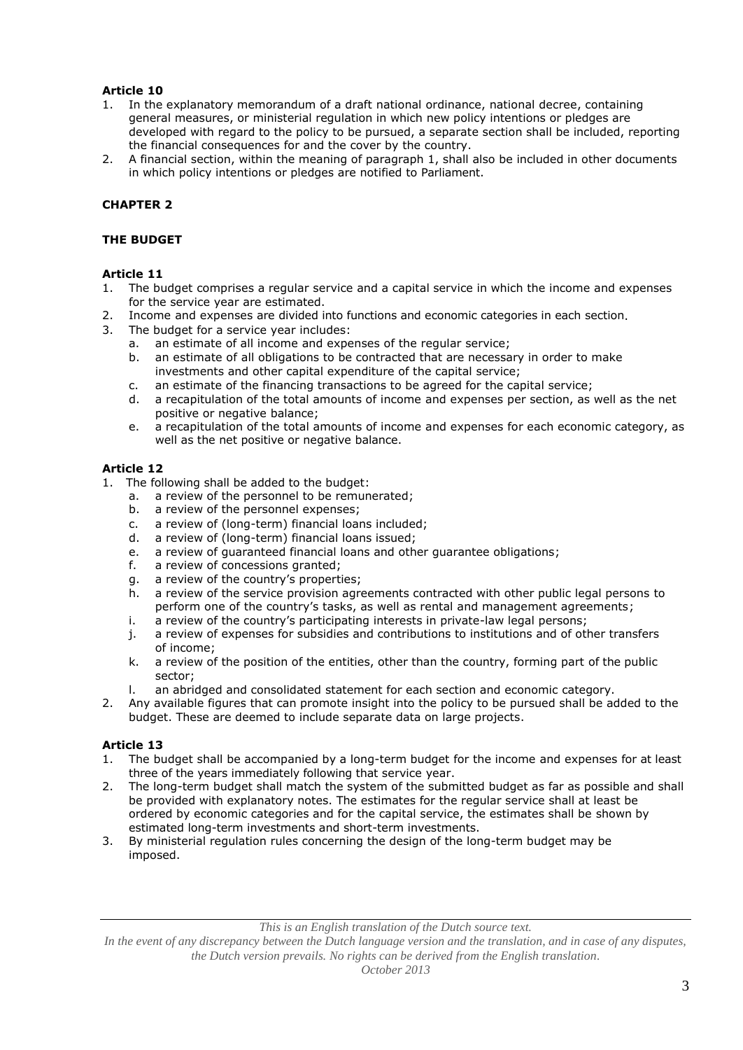**Article 10**

1. In the explanatory memorandum of a draft national ordinance, national decree, containing general measures, or ministerial regulation in which new policy intentions or pledges are developed with regard to the policy to be pursued, a separate section shall be included, reporting the financial consequences for and the cover by the country.
2. A financial section, within the meaning of paragraph 1, shall also be included in other documents in which policy intentions or pledges are notified to Parliament.

**CHAPTER 2**

**THE BUDGET**

**Article 11**

1. The budget comprises a regular service and a capital service in which the income and expenses for the service year are estimated.
2. Income and expenses are divided into functions and economic categories in each section.
3. The budget for a service year includes:
   a. an estimate of all income and expenses of the regular service;
   b. an estimate of all obligations to be contracted that are necessary in order to make investments and other capital expenditure of the capital service;
   c. an estimate of the financing transactions to be agreed for the capital service;
   d. a recapitulation of the total amounts of income and expenses per section, as well as the net positive or negative balance;
   e. a recapitulation of the total amounts of income and expenses for each economic category, as well as the net positive or negative balance.

**Article 12**

1. The following shall be added to the budget:
   a. a review of the personnel to be remunerated;
   b. a review of the personnel expenses;
   c. a review of (long-term) financial loans included;
   d. a review of (long-term) financial loans issued;
   e. a review of guaranteed financial loans and other guarantee obligations;
   f. a review of concessions granted;
   g. a review of the country's properties;
   h. a review of the service provision agreements contracted with other public legal persons to perform one of the country's tasks, as well as rental and management agreements;
   i. a review of the country's participating interests in private-law legal persons;
   j. a review of expenses for subsidies and contributions to institutions and of other transfers of income;
   k. a review of the position of the entities, other than the country, forming part of the public sector;
   l. an abridged and consolidated statement for each section and economic category.
2. Any available figures that can promote insight into the policy to be pursued shall be added to the budget. These are deemed to include separate data on large projects.

**Article 13**

1. The budget shall be accompanied by a long-term budget for the income and expenses for at least three of the years immediately following that service year.
2. The long-term budget shall match the system of the submitted budget as far as possible and shall be provided with explanatory notes. The estimates for the regular service shall at least be ordered by economic categories and for the capital service, the estimates shall be shown by estimated long-term investments and short-term investments.
3. By ministerial regulation rules concerning the design of the long-term budget may be imposed.

*This is an English translation of the Dutch source text.*
*In the event of any discrepancy between the Dutch language version and the translation, and in case of any disputes, the Dutch version prevails. No rights can be derived from the English translation.*
*October 2013*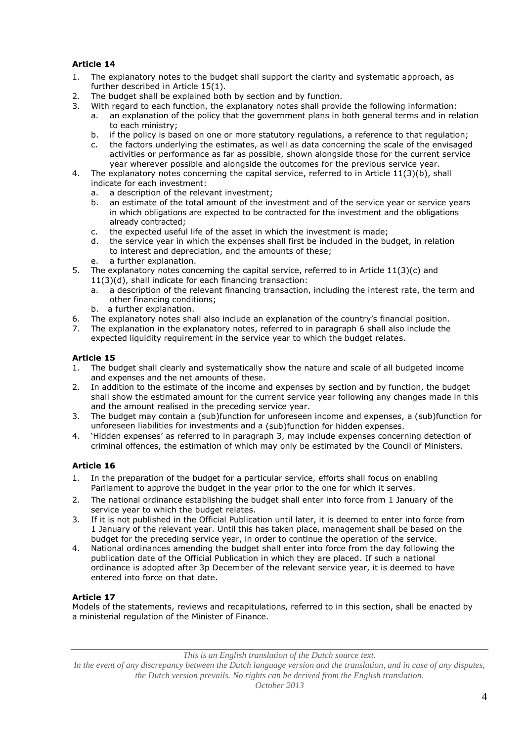**Article 14**

1. The explanatory notes to the budget shall support the clarity and systematic approach, as further described in Article 15(1).
2. The budget shall be explained both by section and by function.
3. With regard to each function, the explanatory notes shall provide the following information:
   a. an explanation of the policy that the government plans in both general terms and in relation to each ministry;
   b. if the policy is based on one or more statutory regulations, a reference to that regulation;
   c. the factors underlying the estimates, as well as data concerning the scale of the envisaged activities or performance as far as possible, shown alongside those for the current service year wherever possible and alongside the outcomes for the previous service year.
4. The explanatory notes concerning the capital service, referred to in Article 11(3)(b), shall indicate for each investment:
   a. a description of the relevant investment;
   b. an estimate of the total amount of the investment and of the service year or service years in which obligations are expected to be contracted for the investment and the obligations already contracted;
   c. the expected useful life of the asset in which the investment is made;
   d. the service year in which the expenses shall first be included in the budget, in relation to interest and depreciation, and the amounts of these;
   e. a further explanation.
5. The explanatory notes concerning the capital service, referred to in Article 11(3)(c) and 11(3)(d), shall indicate for each financing transaction:
   a. a description of the relevant financing transaction, including the interest rate, the term and other financing conditions;
   b. a further explanation.
6. The explanatory notes shall also include an explanation of the country's financial position.
7. The explanation in the explanatory notes, referred to in paragraph 6 shall also include the expected liquidity requirement in the service year to which the budget relates.

**Article 15**

1. The budget shall clearly and systematically show the nature and scale of all budgeted income and expenses and the net amounts of these.
2. In addition to the estimate of the income and expenses by section and by function, the budget shall show the estimated amount for the current service year following any changes made in this and the amount realised in the preceding service year.
3. The budget may contain a (sub)function for unforeseen income and expenses, a (sub)function for unforeseen liabilities for investments and a (sub)function for hidden expenses.
4. 'Hidden expenses' as referred to in paragraph 3, may include expenses concerning detection of criminal offences, the estimation of which may only be estimated by the Council of Ministers.

**Article 16**

1. In the preparation of the budget for a particular service, efforts shall focus on enabling Parliament to approve the budget in the year prior to the one for which it serves.
2. The national ordinance establishing the budget shall enter into force from 1 January of the service year to which the budget relates.
3. If it is not published in the Official Publication until later, it is deemed to enter into force from 1 January of the relevant year. Until this has taken place, management shall be based on the budget for the preceding service year, in order to continue the operation of the service.
4. National ordinances amending the budget shall enter into force from the day following the publication date of the Official Publication in which they are placed. If such a national ordinance is adopted after 3p December of the relevant service year, it is deemed to have entered into force on that date.

**Article 17**

Models of the statements, reviews and recapitulations, referred to in this section, shall be enacted by a ministerial regulation of the Minister of Finance.

*This is an English translation of the Dutch source text.*
*In the event of any discrepancy between the Dutch language version and the translation, and in case of any disputes, the Dutch version prevails. No rights can be derived from the English translation.*
*October 2013*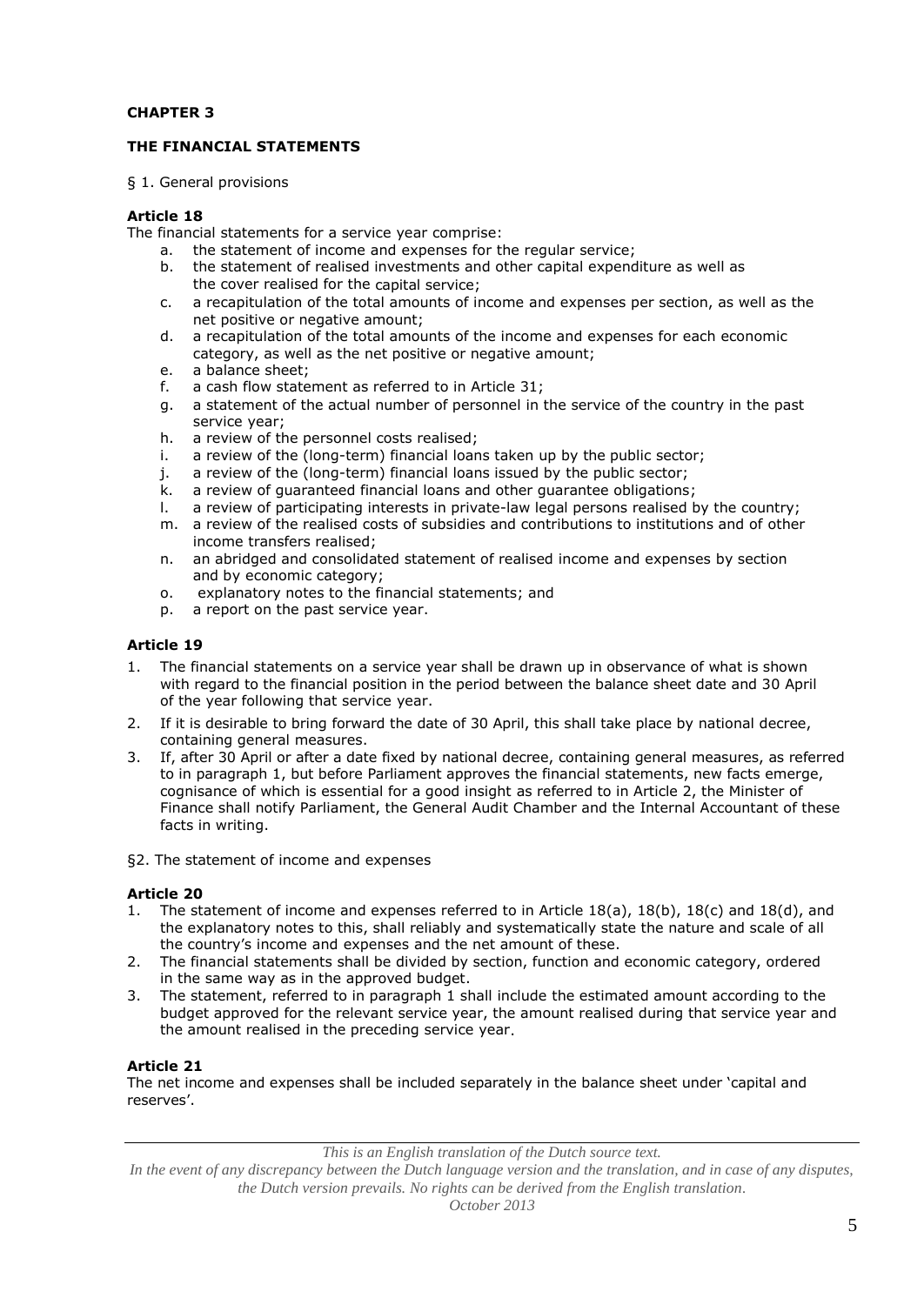## CHAPTER 3

## THE FINANCIAL STATEMENTS

§ 1. General provisions

**Article 18**

The financial statements for a service year comprise:

a. the statement of income and expenses for the regular service;
b. the statement of realised investments and other capital expenditure as well as the cover realised for the capital service;
c. a recapitulation of the total amounts of income and expenses per section, as well as the net positive or negative amount;
d. a recapitulation of the total amounts of the income and expenses for each economic category, as well as the net positive or negative amount;
e. a balance sheet;
f. a cash flow statement as referred to in Article 31;
g. a statement of the actual number of personnel in the service of the country in the past service year;
h. a review of the personnel costs realised;
i. a review of the (long-term) financial loans taken up by the public sector;
j. a review of the (long-term) financial loans issued by the public sector;
k. a review of guaranteed financial loans and other guarantee obligations;
l. a review of participating interests in private-law legal persons realised by the country;
m. a review of the realised costs of subsidies and contributions to institutions and of other income transfers realised;
n. an abridged and consolidated statement of realised income and expenses by section and by economic category;
o. explanatory notes to the financial statements; and
p. a report on the past service year.

**Article 19**

1. The financial statements on a service year shall be drawn up in observance of what is shown with regard to the financial position in the period between the balance sheet date and 30 April of the year following that service year.
2. If it is desirable to bring forward the date of 30 April, this shall take place by national decree, containing general measures.
3. If, after 30 April or after a date fixed by national decree, containing general measures, as referred to in paragraph 1, but before Parliament approves the financial statements, new facts emerge, cognisance of which is essential for a good insight as referred to in Article 2, the Minister of Finance shall notify Parliament, the General Audit Chamber and the Internal Accountant of these facts in writing.

§2. The statement of income and expenses

**Article 20**

1. The statement of income and expenses referred to in Article 18(a), 18(b), 18(c) and 18(d), and the explanatory notes to this, shall reliably and systematically state the nature and scale of all the country's income and expenses and the net amount of these.
2. The financial statements shall be divided by section, function and economic category, ordered in the same way as in the approved budget.
3. The statement, referred to in paragraph 1 shall include the estimated amount according to the budget approved for the relevant service year, the amount realised during that service year and the amount realised in the preceding service year.

**Article 21**

The net income and expenses shall be included separately in the balance sheet under 'capital and reserves'.

*This is an English translation of the Dutch source text.*
*In the event of any discrepancy between the Dutch language version and the translation, and in case of any disputes, the Dutch version prevails. No rights can be derived from the English translation.*
*October 2013*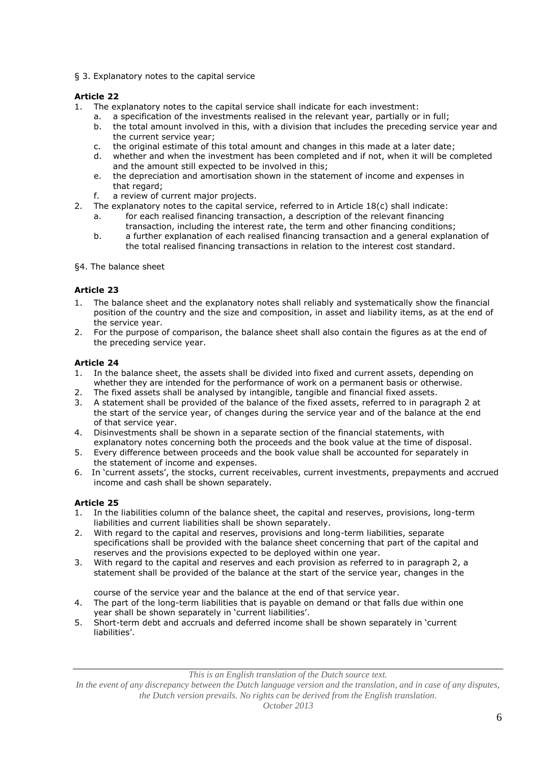§ 3. Explanatory notes to the capital service

**Article 22**

1. The explanatory notes to the capital service shall indicate for each investment:
   a. a specification of the investments realised in the relevant year, partially or in full;
   b. the total amount involved in this, with a division that includes the preceding service year and the current service year;
   c. the original estimate of this total amount and changes in this made at a later date;
   d. whether and when the investment has been completed and if not, when it will be completed and the amount still expected to be involved in this;
   e. the depreciation and amortisation shown in the statement of income and expenses in that regard;
   f. a review of current major projects.
2. The explanatory notes to the capital service, referred to in Article 18(c) shall indicate:
   a. for each realised financing transaction, a description of the relevant financing transaction, including the interest rate, the term and other financing conditions;
   b. a further explanation of each realised financing transaction and a general explanation of the total realised financing transactions in relation to the interest cost standard.

§4. The balance sheet

**Article 23**

1. The balance sheet and the explanatory notes shall reliably and systematically show the financial position of the country and the size and composition, in asset and liability items, as at the end of the service year.
2. For the purpose of comparison, the balance sheet shall also contain the figures as at the end of the preceding service year.

**Article 24**

1. In the balance sheet, the assets shall be divided into fixed and current assets, depending on whether they are intended for the performance of work on a permanent basis or otherwise.
2. The fixed assets shall be analysed by intangible, tangible and financial fixed assets.
3. A statement shall be provided of the balance of the fixed assets, referred to in paragraph 2 at the start of the service year, of changes during the service year and of the balance at the end of that service year.
4. Disinvestments shall be shown in a separate section of the financial statements, with explanatory notes concerning both the proceeds and the book value at the time of disposal.
5. Every difference between proceeds and the book value shall be accounted for separately in the statement of income and expenses.
6. In 'current assets', the stocks, current receivables, current investments, prepayments and accrued income and cash shall be shown separately.

**Article 25**

1. In the liabilities column of the balance sheet, the capital and reserves, provisions, long-term liabilities and current liabilities shall be shown separately.
2. With regard to the capital and reserves, provisions and long-term liabilities, separate specifications shall be provided with the balance sheet concerning that part of the capital and reserves and the provisions expected to be deployed within one year.
3. With regard to the capital and reserves and each provision as referred to in paragraph 2, a statement shall be provided of the balance at the start of the service year, changes in the course of the service year and the balance at the end of that service year.
4. The part of the long-term liabilities that is payable on demand or that falls due within one year shall be shown separately in 'current liabilities'.
5. Short-term debt and accruals and deferred income shall be shown separately in 'current liabilities'.

*This is an English translation of the Dutch source text.*
*In the event of any discrepancy between the Dutch language version and the translation, and in case of any disputes, the Dutch version prevails. No rights can be derived from the English translation.*
*October 2013*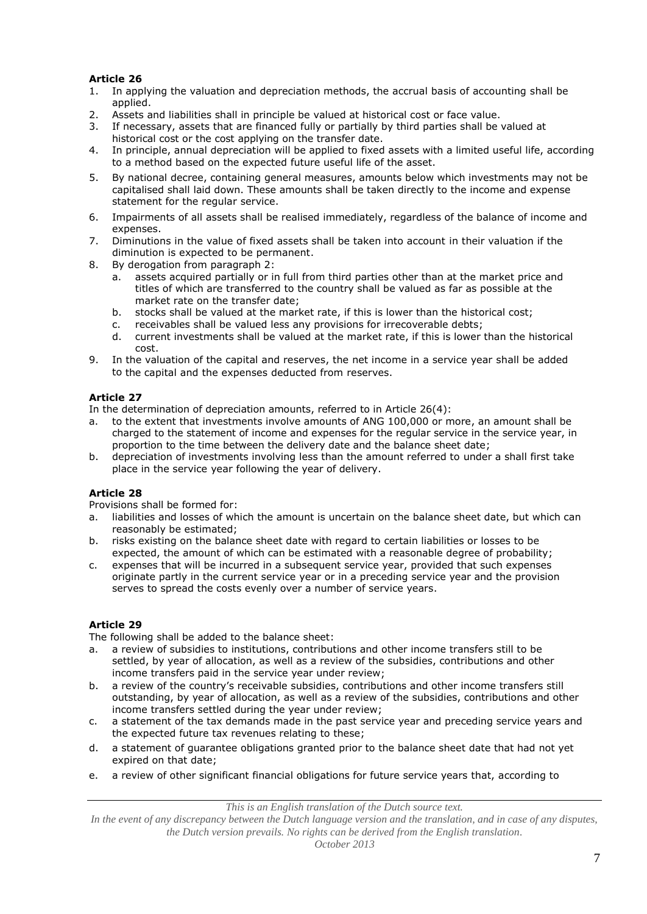**Article 26**

1. In applying the valuation and depreciation methods, the accrual basis of accounting shall be applied.
2. Assets and liabilities shall in principle be valued at historical cost or face value.
3. If necessary, assets that are financed fully or partially by third parties shall be valued at historical cost or the cost applying on the transfer date.
4. In principle, annual depreciation will be applied to fixed assets with a limited useful life, according to a method based on the expected future useful life of the asset.
5. By national decree, containing general measures, amounts below which investments may not be capitalised shall laid down. These amounts shall be taken directly to the income and expense statement for the regular service.
6. Impairments of all assets shall be realised immediately, regardless of the balance of income and expenses.
7. Diminutions in the value of fixed assets shall be taken into account in their valuation if the diminution is expected to be permanent.
8. By derogation from paragraph 2:
   a. assets acquired partially or in full from third parties other than at the market price and titles of which are transferred to the country shall be valued as far as possible at the market rate on the transfer date;
   b. stocks shall be valued at the market rate, if this is lower than the historical cost;
   c. receivables shall be valued less any provisions for irrecoverable debts;
   d. current investments shall be valued at the market rate, if this is lower than the historical cost.
9. In the valuation of the capital and reserves, the net income in a service year shall be added to the capital and the expenses deducted from reserves.

**Article 27**

In the determination of depreciation amounts, referred to in Article 26(4):

a. to the extent that investments involve amounts of ANG 100,000 or more, an amount shall be charged to the statement of income and expenses for the regular service in the service year, in proportion to the time between the delivery date and the balance sheet date;
b. depreciation of investments involving less than the amount referred to under a shall first take place in the service year following the year of delivery.

**Article 28**

Provisions shall be formed for:

a. liabilities and losses of which the amount is uncertain on the balance sheet date, but which can reasonably be estimated;
b. risks existing on the balance sheet date with regard to certain liabilities or losses to be expected, the amount of which can be estimated with a reasonable degree of probability;
c. expenses that will be incurred in a subsequent service year, provided that such expenses originate partly in the current service year or in a preceding service year and the provision serves to spread the costs evenly over a number of service years.

**Article 29**

The following shall be added to the balance sheet:

a. a review of subsidies to institutions, contributions and other income transfers still to be settled, by year of allocation, as well as a review of the subsidies, contributions and other income transfers paid in the service year under review;
b. a review of the country's receivable subsidies, contributions and other income transfers still outstanding, by year of allocation, as well as a review of the subsidies, contributions and other income transfers settled during the year under review;
c. a statement of the tax demands made in the past service year and preceding service years and the expected future tax revenues relating to these;
d. a statement of guarantee obligations granted prior to the balance sheet date that had not yet expired on that date;
e. a review of other significant financial obligations for future service years that, according to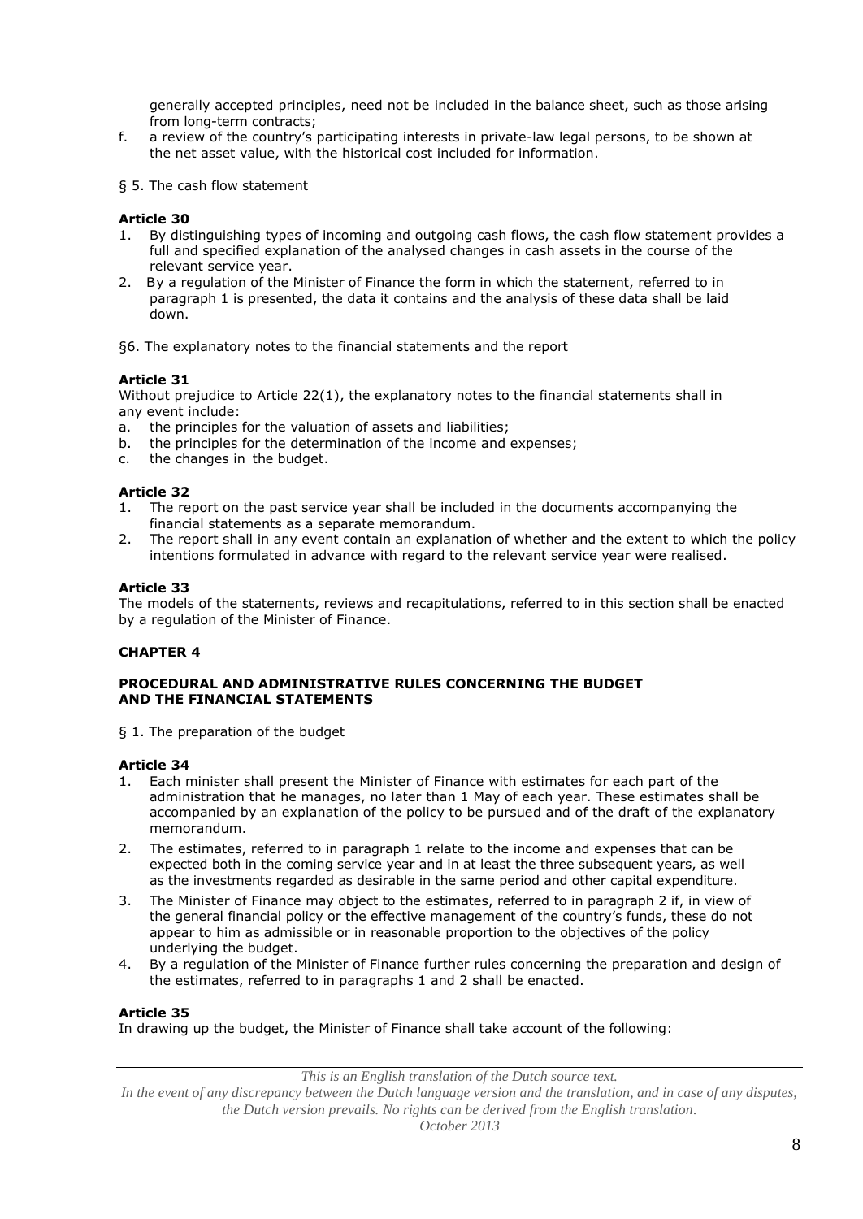generally accepted principles, need not be included in the balance sheet, such as those arising from long-term contracts;

f. a review of the country's participating interests in private-law legal persons, to be shown at the net asset value, with the historical cost included for information.

§ 5. The cash flow statement

**Article 30**

1. By distinguishing types of incoming and outgoing cash flows, the cash flow statement provides a full and specified explanation of the analysed changes in cash assets in the course of the relevant service year.
2. By a regulation of the Minister of Finance the form in which the statement, referred to in paragraph 1 is presented, the data it contains and the analysis of these data shall be laid down.

§6. The explanatory notes to the financial statements and the report

**Article 31**

Without prejudice to Article 22(1), the explanatory notes to the financial statements shall in any event include:

a. the principles for the valuation of assets and liabilities;
b. the principles for the determination of the income and expenses;
c. the changes in the budget.

**Article 32**

1. The report on the past service year shall be included in the documents accompanying the financial statements as a separate memorandum.
2. The report shall in any event contain an explanation of whether and the extent to which the policy intentions formulated in advance with regard to the relevant service year were realised.

**Article 33**

The models of the statements, reviews and recapitulations, referred to in this section shall be enacted by a regulation of the Minister of Finance.

## CHAPTER 4

### PROCEDURAL AND ADMINISTRATIVE RULES CONCERNING THE BUDGET AND THE FINANCIAL STATEMENTS

§ 1. The preparation of the budget

**Article 34**

1. Each minister shall present the Minister of Finance with estimates for each part of the administration that he manages, no later than 1 May of each year. These estimates shall be accompanied by an explanation of the policy to be pursued and of the draft of the explanatory memorandum.
2. The estimates, referred to in paragraph 1 relate to the income and expenses that can be expected both in the coming service year and in at least the three subsequent years, as well as the investments regarded as desirable in the same period and other capital expenditure.
3. The Minister of Finance may object to the estimates, referred to in paragraph 2 if, in view of the general financial policy or the effective management of the country's funds, these do not appear to him as admissible or in reasonable proportion to the objectives of the policy underlying the budget.
4. By a regulation of the Minister of Finance further rules concerning the preparation and design of the estimates, referred to in paragraphs 1 and 2 shall be enacted.

**Article 35**

In drawing up the budget, the Minister of Finance shall take account of the following:

*This is an English translation of the Dutch source text.*
*In the event of any discrepancy between the Dutch language version and the translation, and in case of any disputes, the Dutch version prevails. No rights can be derived from the English translation.*
*October 2013*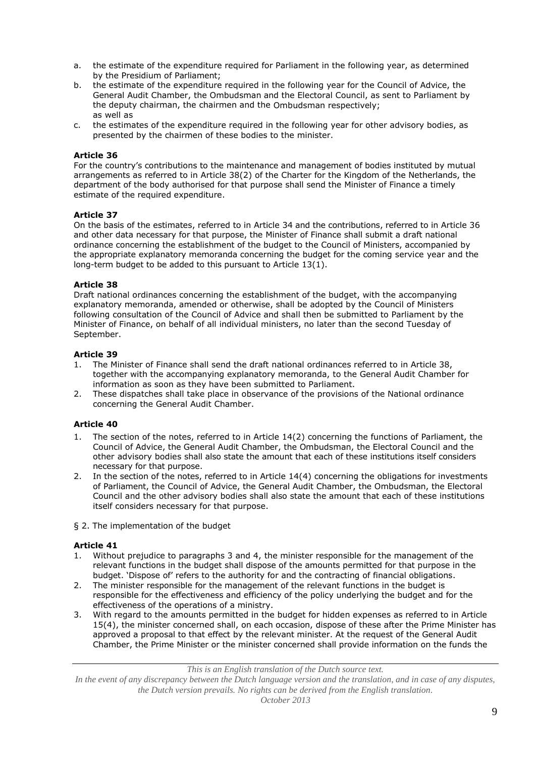a. the estimate of the expenditure required for Parliament in the following year, as determined by the Presidium of Parliament;
b. the estimate of the expenditure required in the following year for the Council of Advice, the General Audit Chamber, the Ombudsman and the Electoral Council, as sent to Parliament by the deputy chairman, the chairmen and the Ombudsman respectively;
as well as
c. the estimates of the expenditure required in the following year for other advisory bodies, as presented by the chairmen of these bodies to the minister.

**Article 36**
For the country's contributions to the maintenance and management of bodies instituted by mutual arrangements as referred to in Article 38(2) of the Charter for the Kingdom of the Netherlands, the department of the body authorised for that purpose shall send the Minister of Finance a timely estimate of the required expenditure.

**Article 37**
On the basis of the estimates, referred to in Article 34 and the contributions, referred to in Article 36 and other data necessary for that purpose, the Minister of Finance shall submit a draft national ordinance concerning the establishment of the budget to the Council of Ministers, accompanied by the appropriate explanatory memoranda concerning the budget for the coming service year and the long-term budget to be added to this pursuant to Article 13(1).

**Article 38**
Draft national ordinances concerning the establishment of the budget, with the accompanying explanatory memoranda, amended or otherwise, shall be adopted by the Council of Ministers following consultation of the Council of Advice and shall then be submitted to Parliament by the Minister of Finance, on behalf of all individual ministers, no later than the second Tuesday of September.

**Article 39**
1. The Minister of Finance shall send the draft national ordinances referred to in Article 38, together with the accompanying explanatory memoranda, to the General Audit Chamber for information as soon as they have been submitted to Parliament.
2. These dispatches shall take place in observance of the provisions of the National ordinance concerning the General Audit Chamber.

**Article 40**
1. The section of the notes, referred to in Article 14(2) concerning the functions of Parliament, the Council of Advice, the General Audit Chamber, the Ombudsman, the Electoral Council and the other advisory bodies shall also state the amount that each of these institutions itself considers necessary for that purpose.
2. In the section of the notes, referred to in Article 14(4) concerning the obligations for investments of Parliament, the Council of Advice, the General Audit Chamber, the Ombudsman, the Electoral Council and the other advisory bodies shall also state the amount that each of these institutions itself considers necessary for that purpose.

§ 2. The implementation of the budget

**Article 41**
1. Without prejudice to paragraphs 3 and 4, the minister responsible for the management of the relevant functions in the budget shall dispose of the amounts permitted for that purpose in the budget. 'Dispose of' refers to the authority for and the contracting of financial obligations.
2. The minister responsible for the management of the relevant functions in the budget is responsible for the effectiveness and efficiency of the policy underlying the budget and for the effectiveness of the operations of a ministry.
3. With regard to the amounts permitted in the budget for hidden expenses as referred to in Article 15(4), the minister concerned shall, on each occasion, dispose of these after the Prime Minister has approved a proposal to that effect by the relevant minister. At the request of the General Audit Chamber, the Prime Minister or the minister concerned shall provide information on the funds the

*This is an English translation of the Dutch source text.*
*In the event of any discrepancy between the Dutch language version and the translation, and in case of any disputes, the Dutch version prevails. No rights can be derived from the English translation.*
*October 2013*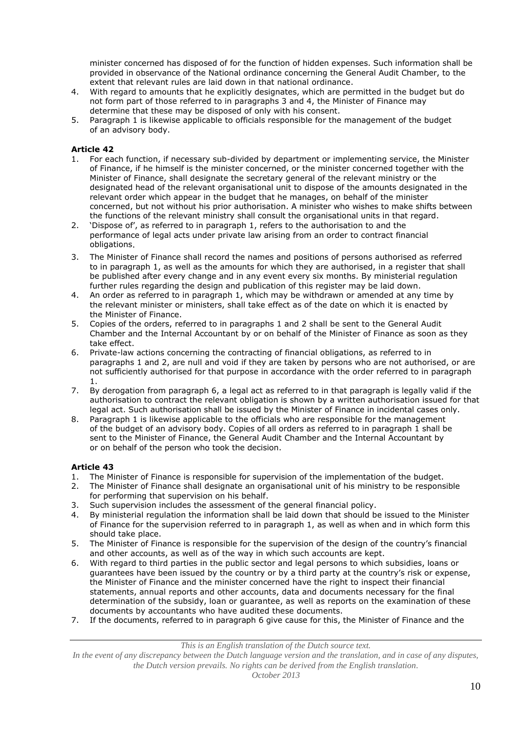minister concerned has disposed of for the function of hidden expenses. Such information shall be provided in observance of the National ordinance concerning the General Audit Chamber, to the extent that relevant rules are laid down in that national ordinance.

4. With regard to amounts that he explicitly designates, which are permitted in the budget but do not form part of those referred to in paragraphs 3 and 4, the Minister of Finance may determine that these may be disposed of only with his consent.
5. Paragraph 1 is likewise applicable to officials responsible for the management of the budget of an advisory body.

**Article 42**

1. For each function, if necessary sub-divided by department or implementing service, the Minister of Finance, if he himself is the minister concerned, or the minister concerned together with the Minister of Finance, shall designate the secretary general of the relevant ministry or the designated head of the relevant organisational unit to dispose of the amounts designated in the relevant order which appear in the budget that he manages, on behalf of the minister concerned, but not without his prior authorisation. A minister who wishes to make shifts between the functions of the relevant ministry shall consult the organisational units in that regard.
2. 'Dispose of', as referred to in paragraph 1, refers to the authorisation to and the performance of legal acts under private law arising from an order to contract financial obligations.
3. The Minister of Finance shall record the names and positions of persons authorised as referred to in paragraph 1, as well as the amounts for which they are authorised, in a register that shall be published after every change and in any event every six months. By ministerial regulation further rules regarding the design and publication of this register may be laid down.
4. An order as referred to in paragraph 1, which may be withdrawn or amended at any time by the relevant minister or ministers, shall take effect as of the date on which it is enacted by the Minister of Finance.
5. Copies of the orders, referred to in paragraphs 1 and 2 shall be sent to the General Audit Chamber and the Internal Accountant by or on behalf of the Minister of Finance as soon as they take effect.
6. Private-law actions concerning the contracting of financial obligations, as referred to in paragraphs 1 and 2, are null and void if they are taken by persons who are not authorised, or are not sufficiently authorised for that purpose in accordance with the order referred to in paragraph 1.
7. By derogation from paragraph 6, a legal act as referred to in that paragraph is legally valid if the authorisation to contract the relevant obligation is shown by a written authorisation issued for that legal act. Such authorisation shall be issued by the Minister of Finance in incidental cases only.
8. Paragraph 1 is likewise applicable to the officials who are responsible for the management of the budget of an advisory body. Copies of all orders as referred to in paragraph 1 shall be sent to the Minister of Finance, the General Audit Chamber and the Internal Accountant by or on behalf of the person who took the decision.

**Article 43**

1. The Minister of Finance is responsible for supervision of the implementation of the budget.
2. The Minister of Finance shall designate an organisational unit of his ministry to be responsible for performing that supervision on his behalf.
3. Such supervision includes the assessment of the general financial policy.
4. By ministerial regulation the information shall be laid down that should be issued to the Minister of Finance for the supervision referred to in paragraph 1, as well as when and in which form this should take place.
5. The Minister of Finance is responsible for the supervision of the design of the country's financial and other accounts, as well as of the way in which such accounts are kept.
6. With regard to third parties in the public sector and legal persons to which subsidies, loans or guarantees have been issued by the country or by a third party at the country's risk or expense, the Minister of Finance and the minister concerned have the right to inspect their financial statements, annual reports and other accounts, data and documents necessary for the final determination of the subsidy, loan or guarantee, as well as reports on the examination of these documents by accountants who have audited these documents.
7. If the documents, referred to in paragraph 6 give cause for this, the Minister of Finance and the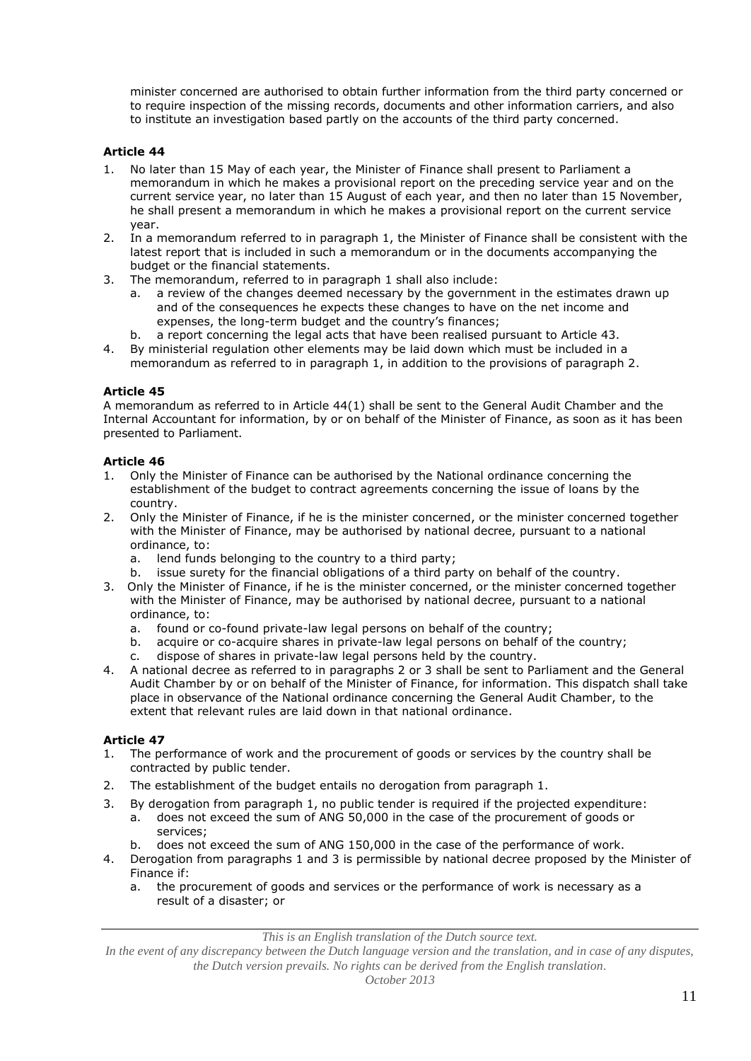minister concerned are authorised to obtain further information from the third party concerned or to require inspection of the missing records, documents and other information carriers, and also to institute an investigation based partly on the accounts of the third party concerned.

**Article 44**

1. No later than 15 May of each year, the Minister of Finance shall present to Parliament a memorandum in which he makes a provisional report on the preceding service year and on the current service year, no later than 15 August of each year, and then no later than 15 November, he shall present a memorandum in which he makes a provisional report on the current service year.
2. In a memorandum referred to in paragraph 1, the Minister of Finance shall be consistent with the latest report that is included in such a memorandum or in the documents accompanying the budget or the financial statements.
3. The memorandum, referred to in paragraph 1 shall also include:
   a. a review of the changes deemed necessary by the government in the estimates drawn up and of the consequences he expects these changes to have on the net income and expenses, the long-term budget and the country's finances;
   b. a report concerning the legal acts that have been realised pursuant to Article 43.
4. By ministerial regulation other elements may be laid down which must be included in a memorandum as referred to in paragraph 1, in addition to the provisions of paragraph 2.

**Article 45**

A memorandum as referred to in Article 44(1) shall be sent to the General Audit Chamber and the Internal Accountant for information, by or on behalf of the Minister of Finance, as soon as it has been presented to Parliament.

**Article 46**

1. Only the Minister of Finance can be authorised by the National ordinance concerning the establishment of the budget to contract agreements concerning the issue of loans by the country.
2. Only the Minister of Finance, if he is the minister concerned, or the minister concerned together with the Minister of Finance, may be authorised by national decree, pursuant to a national ordinance, to:
   a. lend funds belonging to the country to a third party;
   b. issue surety for the financial obligations of a third party on behalf of the country.
3. Only the Minister of Finance, if he is the minister concerned, or the minister concerned together with the Minister of Finance, may be authorised by national decree, pursuant to a national ordinance, to:
   a. found or co-found private-law legal persons on behalf of the country;
   b. acquire or co-acquire shares in private-law legal persons on behalf of the country;
   c. dispose of shares in private-law legal persons held by the country.
4. A national decree as referred to in paragraphs 2 or 3 shall be sent to Parliament and the General Audit Chamber by or on behalf of the Minister of Finance, for information. This dispatch shall take place in observance of the National ordinance concerning the General Audit Chamber, to the extent that relevant rules are laid down in that national ordinance.

**Article 47**

1. The performance of work and the procurement of goods or services by the country shall be contracted by public tender.
2. The establishment of the budget entails no derogation from paragraph 1.
3. By derogation from paragraph 1, no public tender is required if the projected expenditure:
   a. does not exceed the sum of ANG 50,000 in the case of the procurement of goods or services;
   b. does not exceed the sum of ANG 150,000 in the case of the performance of work.
4. Derogation from paragraphs 1 and 3 is permissible by national decree proposed by the Minister of Finance if:
   a. the procurement of goods and services or the performance of work is necessary as a result of a disaster; or

*This is an English translation of the Dutch source text.*
*In the event of any discrepancy between the Dutch language version and the translation, and in case of any disputes, the Dutch version prevails. No rights can be derived from the English translation.*
*October 2013*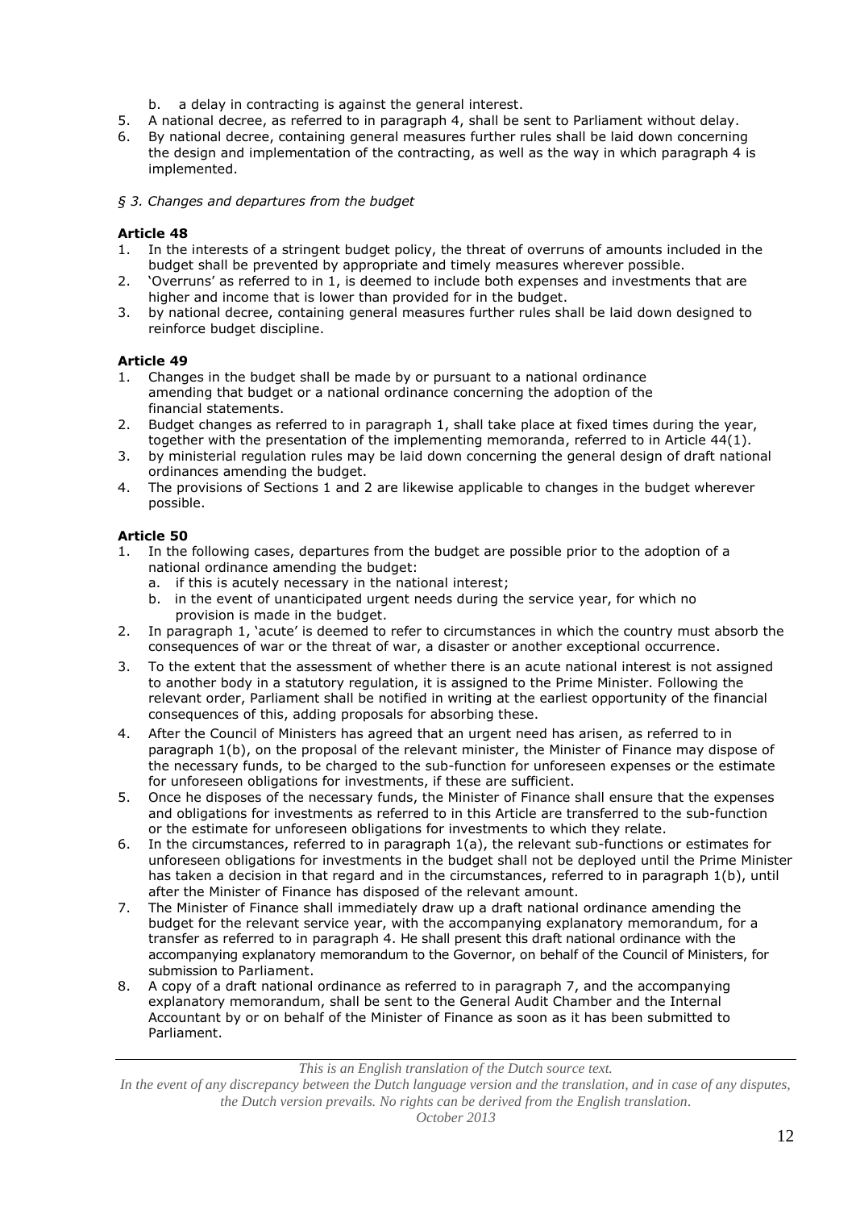b. a delay in contracting is against the general interest.

5. A national decree, as referred to in paragraph 4, shall be sent to Parliament without delay.
6. By national decree, containing general measures further rules shall be laid down concerning the design and implementation of the contracting, as well as the way in which paragraph 4 is implemented.

*§ 3. Changes and departures from the budget*

**Article 48**

1. In the interests of a stringent budget policy, the threat of overruns of amounts included in the budget shall be prevented by appropriate and timely measures wherever possible.
2. 'Overruns' as referred to in 1, is deemed to include both expenses and investments that are higher and income that is lower than provided for in the budget.
3. by national decree, containing general measures further rules shall be laid down designed to reinforce budget discipline.

**Article 49**

1. Changes in the budget shall be made by or pursuant to a national ordinance amending that budget or a national ordinance concerning the adoption of the financial statements.
2. Budget changes as referred to in paragraph 1, shall take place at fixed times during the year, together with the presentation of the implementing memoranda, referred to in Article 44(1).
3. by ministerial regulation rules may be laid down concerning the general design of draft national ordinances amending the budget.
4. The provisions of Sections 1 and 2 are likewise applicable to changes in the budget wherever possible.

**Article 50**

1. In the following cases, departures from the budget are possible prior to the adoption of a national ordinance amending the budget:
   a. if this is acutely necessary in the national interest;
   b. in the event of unanticipated urgent needs during the service year, for which no provision is made in the budget.
2. In paragraph 1, 'acute' is deemed to refer to circumstances in which the country must absorb the consequences of war or the threat of war, a disaster or another exceptional occurrence.
3. To the extent that the assessment of whether there is an acute national interest is not assigned to another body in a statutory regulation, it is assigned to the Prime Minister. Following the relevant order, Parliament shall be notified in writing at the earliest opportunity of the financial consequences of this, adding proposals for absorbing these.
4. After the Council of Ministers has agreed that an urgent need has arisen, as referred to in paragraph 1(b), on the proposal of the relevant minister, the Minister of Finance may dispose of the necessary funds, to be charged to the sub-function for unforeseen expenses or the estimate for unforeseen obligations for investments, if these are sufficient.
5. Once he disposes of the necessary funds, the Minister of Finance shall ensure that the expenses and obligations for investments as referred to in this Article are transferred to the sub-function or the estimate for unforeseen obligations for investments to which they relate.
6. In the circumstances, referred to in paragraph 1(a), the relevant sub-functions or estimates for unforeseen obligations for investments in the budget shall not be deployed until the Prime Minister has taken a decision in that regard and in the circumstances, referred to in paragraph 1(b), until after the Minister of Finance has disposed of the relevant amount.
7. The Minister of Finance shall immediately draw up a draft national ordinance amending the budget for the relevant service year, with the accompanying explanatory memorandum, for a transfer as referred to in paragraph 4. He shall present this draft national ordinance with the accompanying explanatory memorandum to the Governor, on behalf of the Council of Ministers, for submission to Parliament.
8. A copy of a draft national ordinance as referred to in paragraph 7, and the accompanying explanatory memorandum, shall be sent to the General Audit Chamber and the Internal Accountant by or on behalf of the Minister of Finance as soon as it has been submitted to Parliament.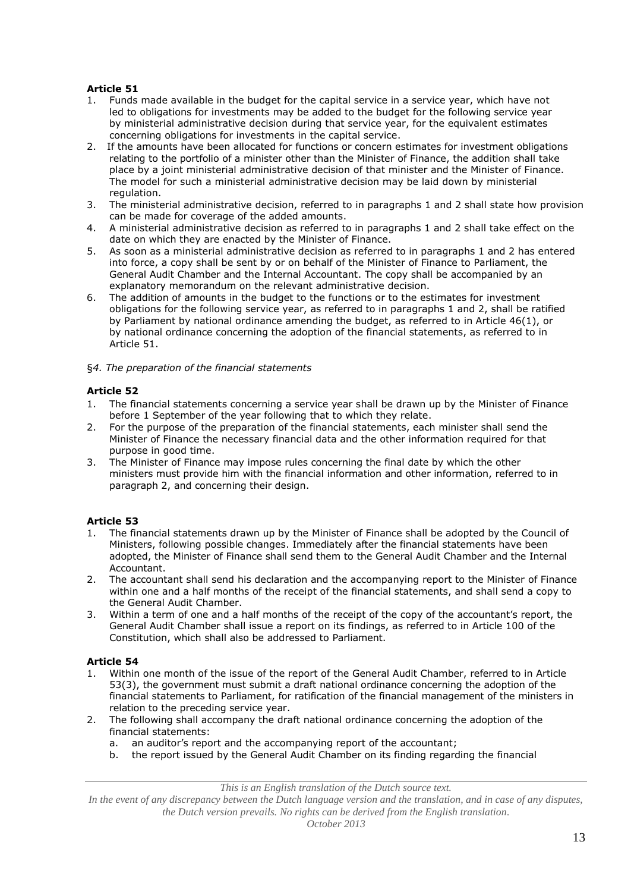**Article 51**

1. Funds made available in the budget for the capital service in a service year, which have not led to obligations for investments may be added to the budget for the following service year by ministerial administrative decision during that service year, for the equivalent estimates concerning obligations for investments in the capital service.
2. If the amounts have been allocated for functions or concern estimates for investment obligations relating to the portfolio of a minister other than the Minister of Finance, the addition shall take place by a joint ministerial administrative decision of that minister and the Minister of Finance. The model for such a ministerial administrative decision may be laid down by ministerial regulation.
3. The ministerial administrative decision, referred to in paragraphs 1 and 2 shall state how provision can be made for coverage of the added amounts.
4. A ministerial administrative decision as referred to in paragraphs 1 and 2 shall take effect on the date on which they are enacted by the Minister of Finance.
5. As soon as a ministerial administrative decision as referred to in paragraphs 1 and 2 has entered into force, a copy shall be sent by or on behalf of the Minister of Finance to Parliament, the General Audit Chamber and the Internal Accountant. The copy shall be accompanied by an explanatory memorandum on the relevant administrative decision.
6. The addition of amounts in the budget to the functions or to the estimates for investment obligations for the following service year, as referred to in paragraphs 1 and 2, shall be ratified by Parliament by national ordinance amending the budget, as referred to in Article 46(1), or by national ordinance concerning the adoption of the financial statements, as referred to in Article 51.

§*4. The preparation of the financial statements*

**Article 52**

1. The financial statements concerning a service year shall be drawn up by the Minister of Finance before 1 September of the year following that to which they relate.
2. For the purpose of the preparation of the financial statements, each minister shall send the Minister of Finance the necessary financial data and the other information required for that purpose in good time.
3. The Minister of Finance may impose rules concerning the final date by which the other ministers must provide him with the financial information and other information, referred to in paragraph 2, and concerning their design.

**Article 53**

1. The financial statements drawn up by the Minister of Finance shall be adopted by the Council of Ministers, following possible changes. Immediately after the financial statements have been adopted, the Minister of Finance shall send them to the General Audit Chamber and the Internal Accountant.
2. The accountant shall send his declaration and the accompanying report to the Minister of Finance within one and a half months of the receipt of the financial statements, and shall send a copy to the General Audit Chamber.
3. Within a term of one and a half months of the receipt of the copy of the accountant's report, the General Audit Chamber shall issue a report on its findings, as referred to in Article 100 of the Constitution, which shall also be addressed to Parliament.

**Article 54**

1. Within one month of the issue of the report of the General Audit Chamber, referred to in Article 53(3), the government must submit a draft national ordinance concerning the adoption of the financial statements to Parliament, for ratification of the financial management of the ministers in relation to the preceding service year.
2. The following shall accompany the draft national ordinance concerning the adoption of the financial statements:
   a. an auditor's report and the accompanying report of the accountant;
   b. the report issued by the General Audit Chamber on its finding regarding the financial

*This is an English translation of the Dutch source text.*
*In the event of any discrepancy between the Dutch language version and the translation, and in case of any disputes, the Dutch version prevails. No rights can be derived from the English translation.*
*October 2013*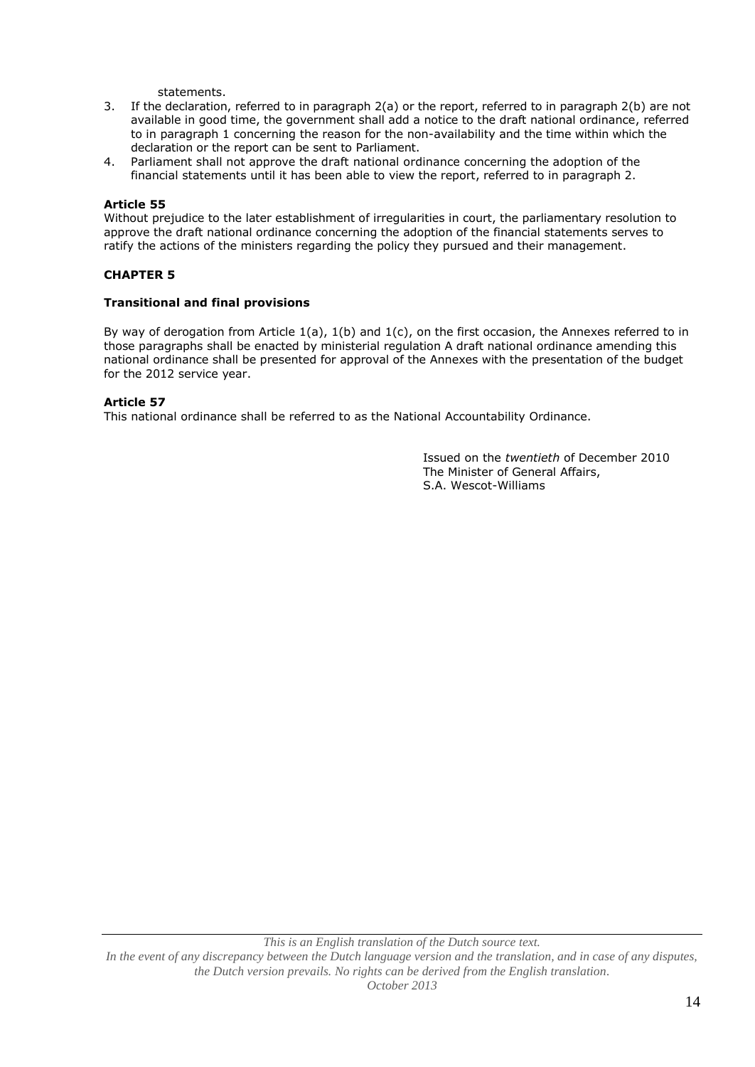statements.

3. If the declaration, referred to in paragraph 2(a) or the report, referred to in paragraph 2(b) are not available in good time, the government shall add a notice to the draft national ordinance, referred to in paragraph 1 concerning the reason for the non-availability and the time within which the declaration or the report can be sent to Parliament.
4. Parliament shall not approve the draft national ordinance concerning the adoption of the financial statements until it has been able to view the report, referred to in paragraph 2.

**Article 55**

Without prejudice to the later establishment of irregularities in court, the parliamentary resolution to approve the draft national ordinance concerning the adoption of the financial statements serves to ratify the actions of the ministers regarding the policy they pursued and their management.

**CHAPTER 5**

**Transitional and final provisions**

By way of derogation from Article 1(a), 1(b) and 1(c), on the first occasion, the Annexes referred to in those paragraphs shall be enacted by ministerial regulation A draft national ordinance amending this national ordinance shall be presented for approval of the Annexes with the presentation of the budget for the 2012 service year.

**Article 57**

This national ordinance shall be referred to as the National Accountability Ordinance.

Issued on the *twentieth* of December 2010
The Minister of General Affairs,
S.A. Wescot-Williams

*This is an English translation of the Dutch source text.*
*In the event of any discrepancy between the Dutch language version and the translation, and in case of any disputes, the Dutch version prevails. No rights can be derived from the English translation.*
*October 2013*